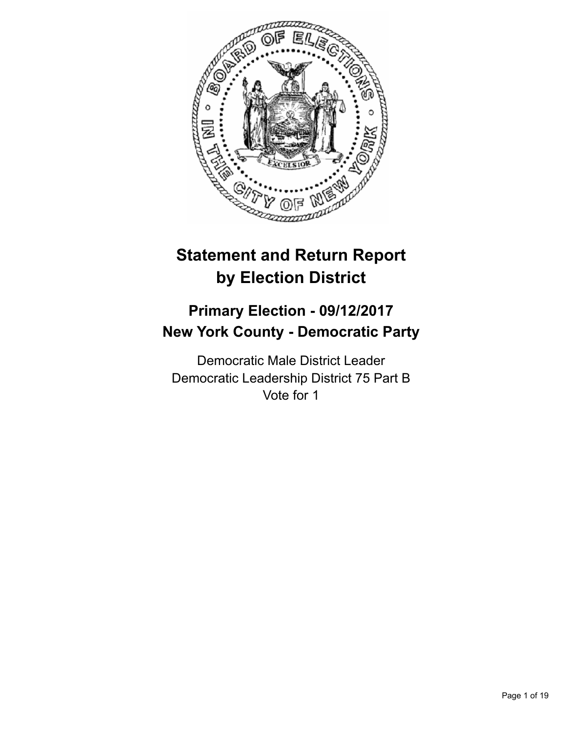# Statement and Return Report by Election District

## Primary Election - 09/12/2017
## New York County - Democratic Party

Democratic Male District Leader
Democratic Leadership District 75 Part B
Vote for 1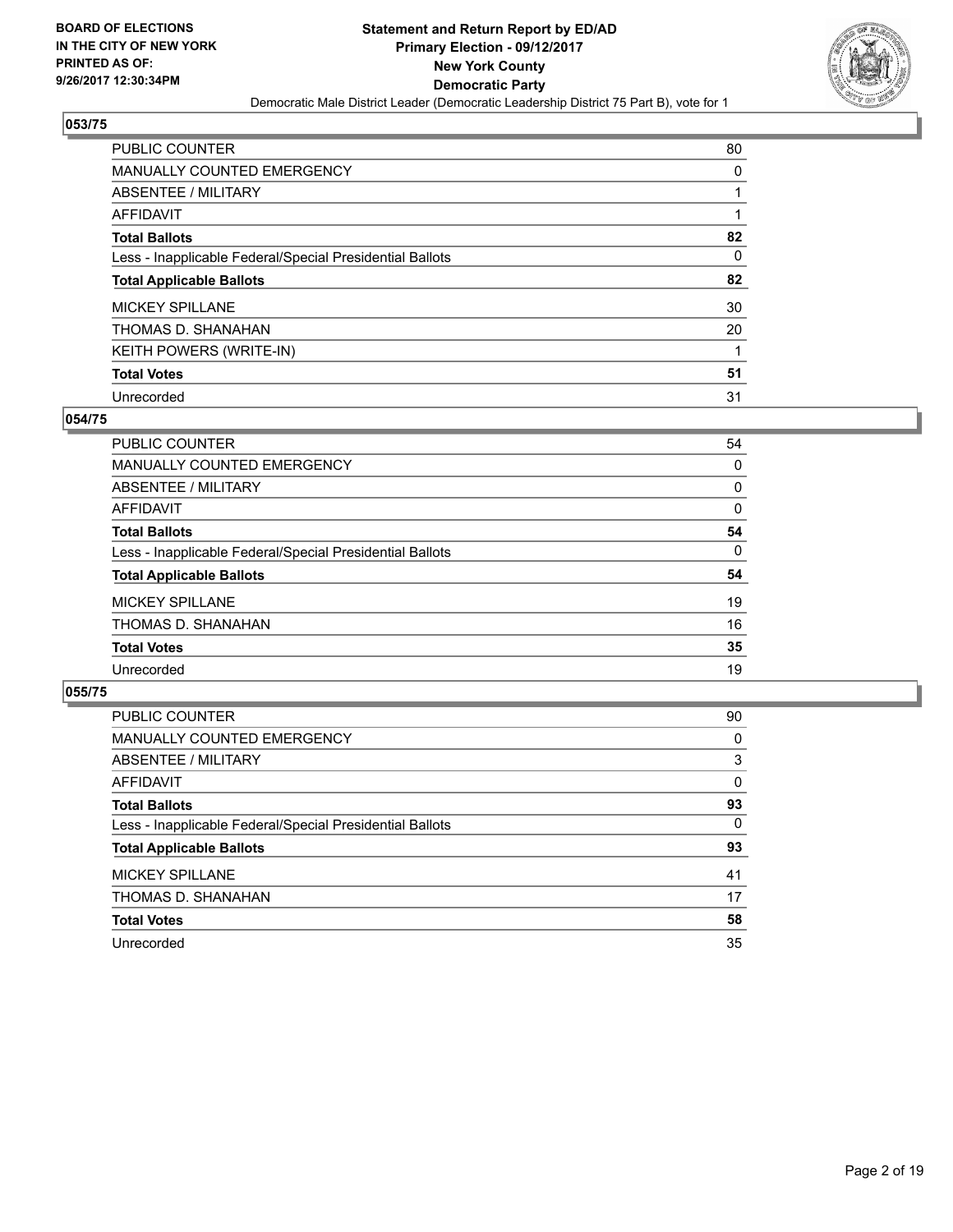## 053/75

| | |
|---|---|
| PUBLIC COUNTER | 80 |
| MANUALLY COUNTED EMERGENCY | 0 |
| ABSENTEE / MILITARY | 1 |
| AFFIDAVIT | 1 |
| **Total Ballots** | **82** |
| Less - Inapplicable Federal/Special Presidential Ballots | 0 |
| **Total Applicable Ballots** | **82** |
| MICKEY SPILLANE | 30 |
| THOMAS D. SHANAHAN | 20 |
| KEITH POWERS (WRITE-IN) | 1 |
| **Total Votes** | **51** |
| Unrecorded | 31 |

## 054/75

| | |
|---|---|
| PUBLIC COUNTER | 54 |
| MANUALLY COUNTED EMERGENCY | 0 |
| ABSENTEE / MILITARY | 0 |
| AFFIDAVIT | 0 |
| **Total Ballots** | **54** |
| Less - Inapplicable Federal/Special Presidential Ballots | 0 |
| **Total Applicable Ballots** | **54** |
| MICKEY SPILLANE | 19 |
| THOMAS D. SHANAHAN | 16 |
| **Total Votes** | **35** |
| Unrecorded | 19 |

## 055/75

| | |
|---|---|
| PUBLIC COUNTER | 90 |
| MANUALLY COUNTED EMERGENCY | 0 |
| ABSENTEE / MILITARY | 3 |
| AFFIDAVIT | 0 |
| **Total Ballots** | **93** |
| Less - Inapplicable Federal/Special Presidential Ballots | 0 |
| **Total Applicable Ballots** | **93** |
| MICKEY SPILLANE | 41 |
| THOMAS D. SHANAHAN | 17 |
| **Total Votes** | **58** |
| Unrecorded | 35 |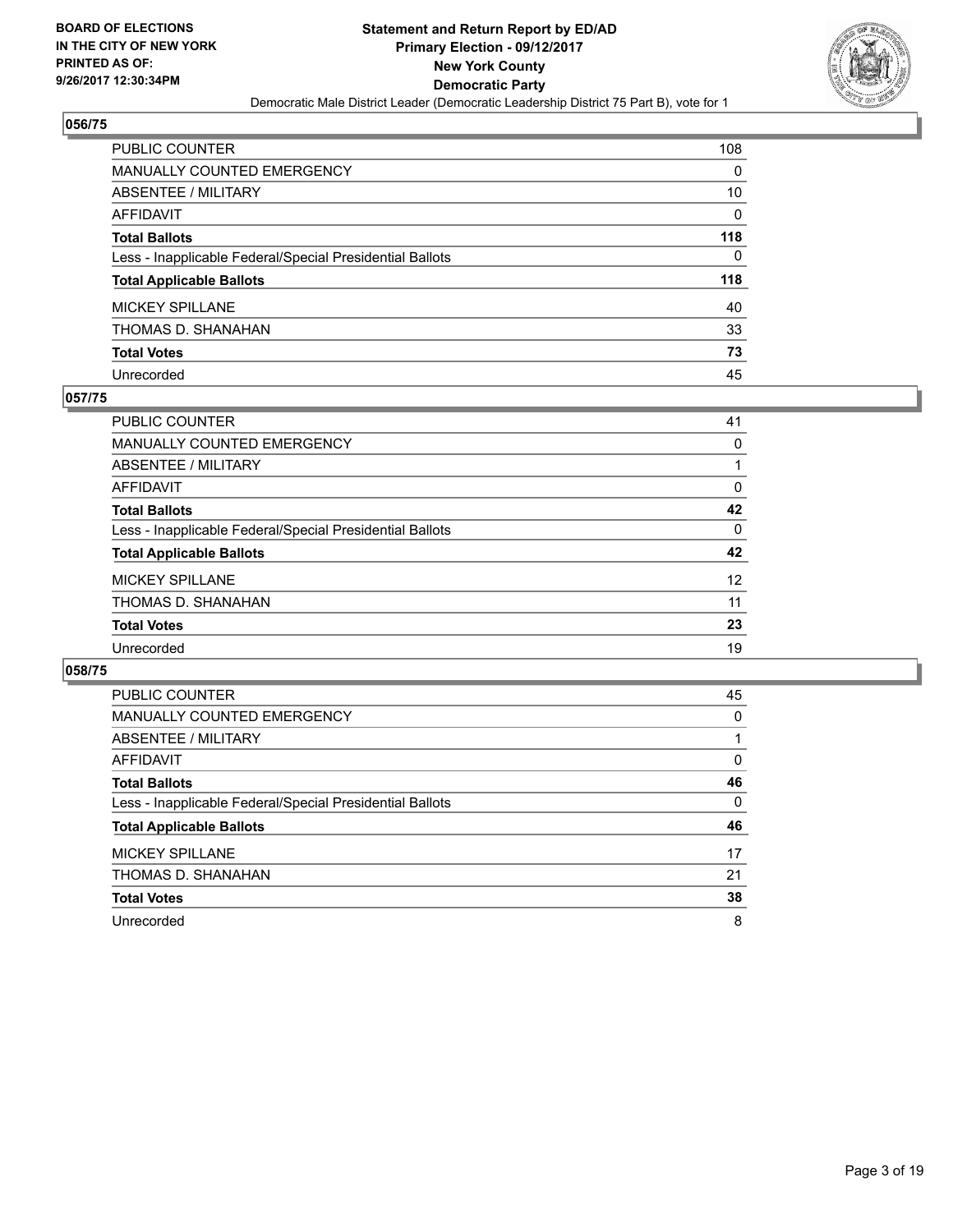## 056/75

| | |
|---|---|
| PUBLIC COUNTER | 108 |
| MANUALLY COUNTED EMERGENCY | 0 |
| ABSENTEE / MILITARY | 10 |
| AFFIDAVIT | 0 |
| **Total Ballots** | **118** |
| Less - Inapplicable Federal/Special Presidential Ballots | 0 |
| **Total Applicable Ballots** | **118** |
| MICKEY SPILLANE | 40 |
| THOMAS D. SHANAHAN | 33 |
| **Total Votes** | **73** |
| Unrecorded | 45 |

## 057/75

| | |
|---|---|
| PUBLIC COUNTER | 41 |
| MANUALLY COUNTED EMERGENCY | 0 |
| ABSENTEE / MILITARY | 1 |
| AFFIDAVIT | 0 |
| **Total Ballots** | **42** |
| Less - Inapplicable Federal/Special Presidential Ballots | 0 |
| **Total Applicable Ballots** | **42** |
| MICKEY SPILLANE | 12 |
| THOMAS D. SHANAHAN | 11 |
| **Total Votes** | **23** |
| Unrecorded | 19 |

## 058/75

| | |
|---|---|
| PUBLIC COUNTER | 45 |
| MANUALLY COUNTED EMERGENCY | 0 |
| ABSENTEE / MILITARY | 1 |
| AFFIDAVIT | 0 |
| **Total Ballots** | **46** |
| Less - Inapplicable Federal/Special Presidential Ballots | 0 |
| **Total Applicable Ballots** | **46** |
| MICKEY SPILLANE | 17 |
| THOMAS D. SHANAHAN | 21 |
| **Total Votes** | **38** |
| Unrecorded | 8 |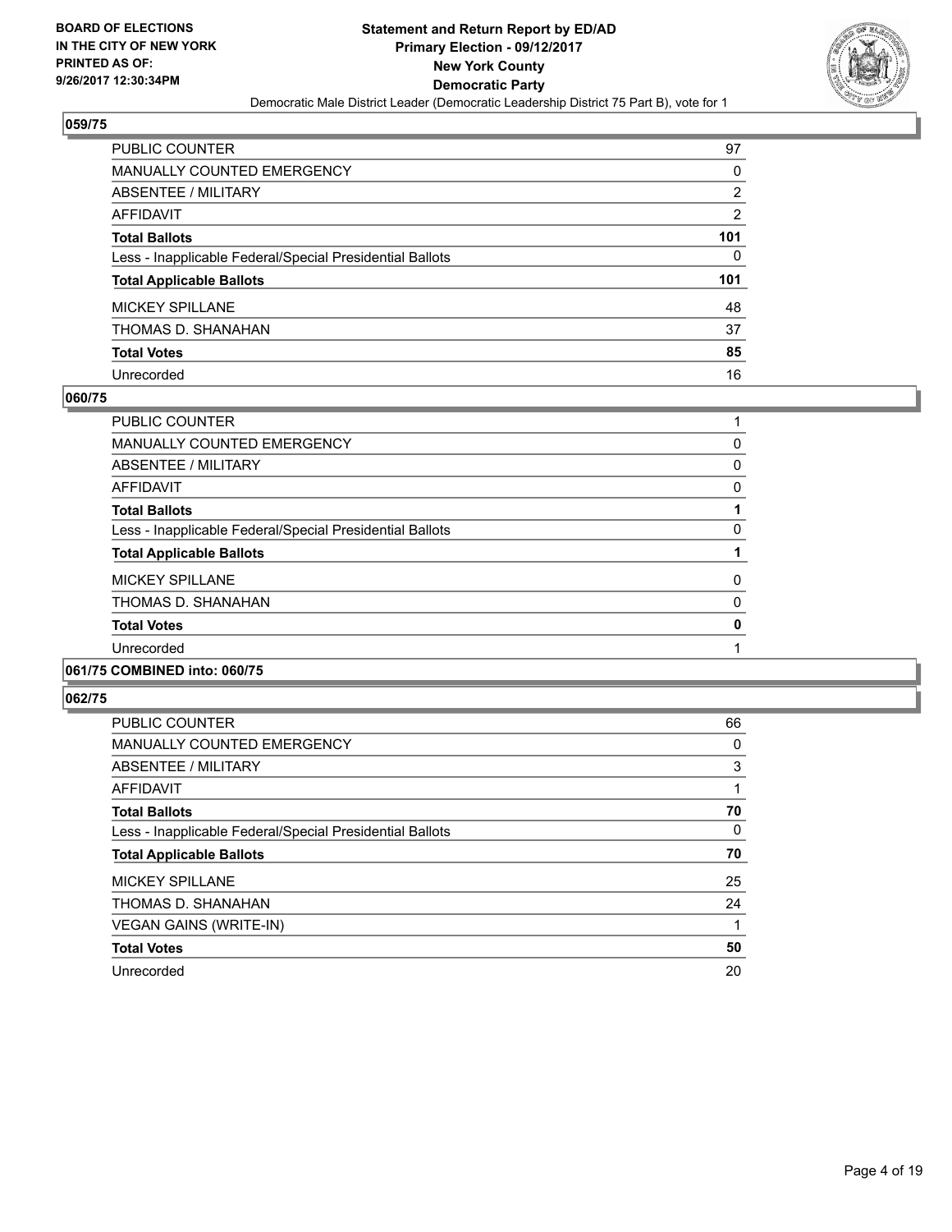**Statement and Return Report by ED/AD**
**Primary Election - 09/12/2017**
**New York County**
**Democratic Party**
Democratic Male District Leader (Democratic Leadership District 75 Part B), vote for 1

BOARD OF ELECTIONS
IN THE CITY OF NEW YORK
PRINTED AS OF:
9/26/2017 12:30:34PM

### 059/75

| | |
|---|---|
| PUBLIC COUNTER | 97 |
| MANUALLY COUNTED EMERGENCY | 0 |
| ABSENTEE / MILITARY | 2 |
| AFFIDAVIT | 2 |
| **Total Ballots** | **101** |
| Less - Inapplicable Federal/Special Presidential Ballots | 0 |
| **Total Applicable Ballots** | **101** |
| MICKEY SPILLANE | 48 |
| THOMAS D. SHANAHAN | 37 |
| **Total Votes** | **85** |
| Unrecorded | 16 |

### 060/75

| | |
|---|---|
| PUBLIC COUNTER | 1 |
| MANUALLY COUNTED EMERGENCY | 0 |
| ABSENTEE / MILITARY | 0 |
| AFFIDAVIT | 0 |
| **Total Ballots** | **1** |
| Less - Inapplicable Federal/Special Presidential Ballots | 0 |
| **Total Applicable Ballots** | **1** |
| MICKEY SPILLANE | 0 |
| THOMAS D. SHANAHAN | 0 |
| **Total Votes** | **0** |
| Unrecorded | 1 |

### 061/75 COMBINED into: 060/75

### 062/75

| | |
|---|---|
| PUBLIC COUNTER | 66 |
| MANUALLY COUNTED EMERGENCY | 0 |
| ABSENTEE / MILITARY | 3 |
| AFFIDAVIT | 1 |
| **Total Ballots** | **70** |
| Less - Inapplicable Federal/Special Presidential Ballots | 0 |
| **Total Applicable Ballots** | **70** |
| MICKEY SPILLANE | 25 |
| THOMAS D. SHANAHAN | 24 |
| VEGAN GAINS (WRITE-IN) | 1 |
| **Total Votes** | **50** |
| Unrecorded | 20 |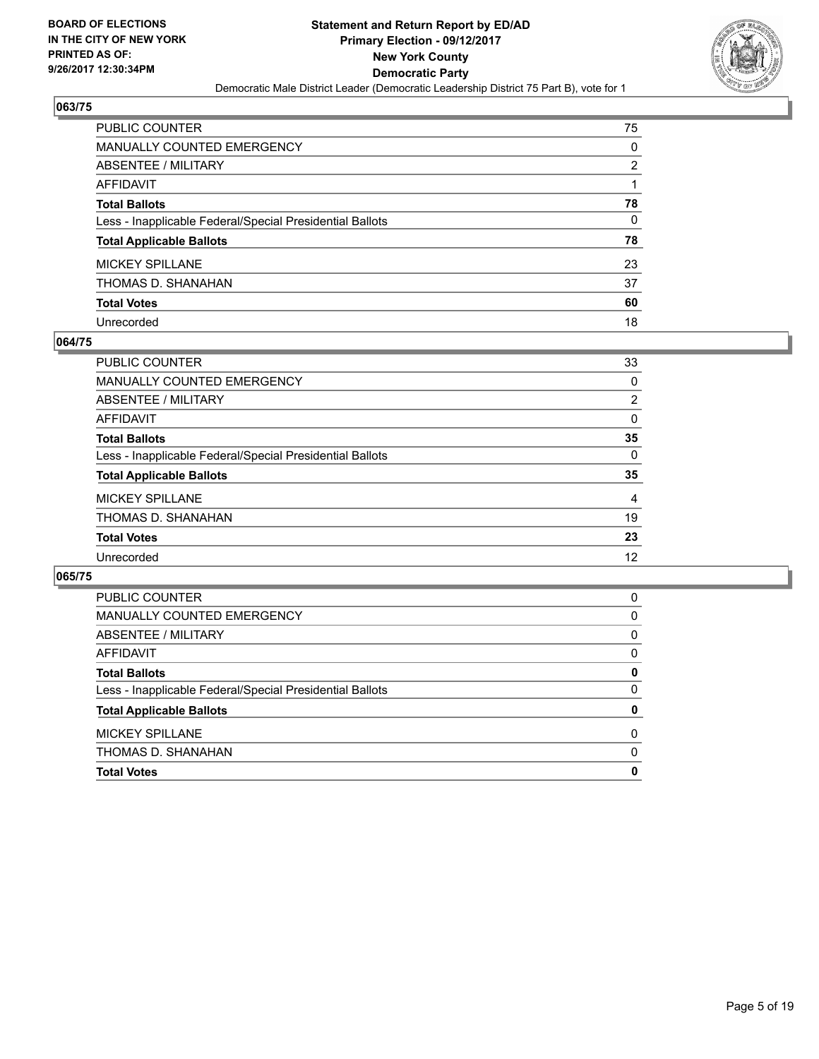**Statement and Return Report by ED/AD**
**Primary Election - 09/12/2017**
**New York County**
**Democratic Party**
Democratic Male District Leader (Democratic Leadership District 75 Part B), vote for 1

BOARD OF ELECTIONS
IN THE CITY OF NEW YORK
PRINTED AS OF:
9/26/2017 12:30:34PM

## 063/75

| | |
|---|---|
| PUBLIC COUNTER | 75 |
| MANUALLY COUNTED EMERGENCY | 0 |
| ABSENTEE / MILITARY | 2 |
| AFFIDAVIT | 1 |
| **Total Ballots** | **78** |
| Less - Inapplicable Federal/Special Presidential Ballots | 0 |
| **Total Applicable Ballots** | **78** |
| MICKEY SPILLANE | 23 |
| THOMAS D. SHANAHAN | 37 |
| **Total Votes** | **60** |
| Unrecorded | 18 |

## 064/75

| | |
|---|---|
| PUBLIC COUNTER | 33 |
| MANUALLY COUNTED EMERGENCY | 0 |
| ABSENTEE / MILITARY | 2 |
| AFFIDAVIT | 0 |
| **Total Ballots** | **35** |
| Less - Inapplicable Federal/Special Presidential Ballots | 0 |
| **Total Applicable Ballots** | **35** |
| MICKEY SPILLANE | 4 |
| THOMAS D. SHANAHAN | 19 |
| **Total Votes** | **23** |
| Unrecorded | 12 |

## 065/75

| | |
|---|---|
| PUBLIC COUNTER | 0 |
| MANUALLY COUNTED EMERGENCY | 0 |
| ABSENTEE / MILITARY | 0 |
| AFFIDAVIT | 0 |
| **Total Ballots** | **0** |
| Less - Inapplicable Federal/Special Presidential Ballots | 0 |
| **Total Applicable Ballots** | **0** |
| MICKEY SPILLANE | 0 |
| THOMAS D. SHANAHAN | 0 |
| **Total Votes** | **0** |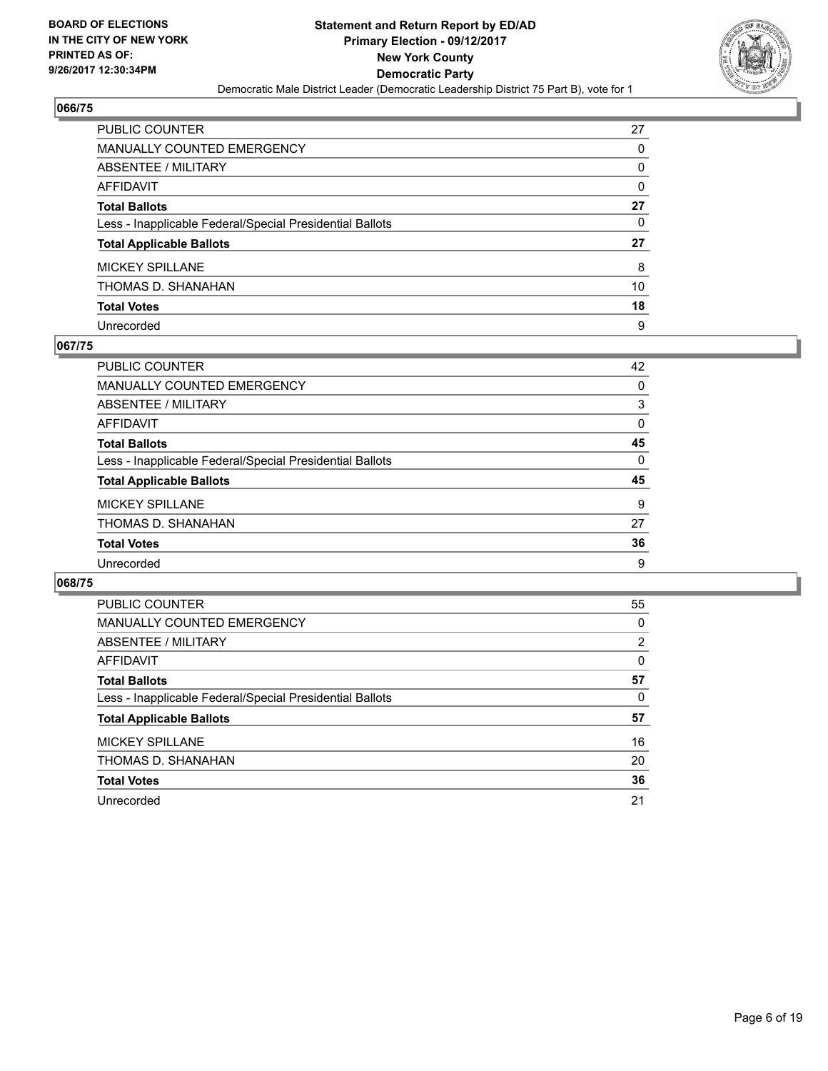**BOARD OF ELECTIONS IN THE CITY OF NEW YORK PRINTED AS OF: 9/26/2017 12:30:34PM**

**Statement and Return Report by ED/AD Primary Election - 09/12/2017 New York County Democratic Party**

Democratic Male District Leader (Democratic Leadership District 75 Part B), vote for 1

### 066/75

| | |
|---|---|
| PUBLIC COUNTER | 27 |
| MANUALLY COUNTED EMERGENCY | 0 |
| ABSENTEE / MILITARY | 0 |
| AFFIDAVIT | 0 |
| **Total Ballots** | **27** |
| Less - Inapplicable Federal/Special Presidential Ballots | 0 |
| **Total Applicable Ballots** | **27** |
| MICKEY SPILLANE | 8 |
| THOMAS D. SHANAHAN | 10 |
| **Total Votes** | **18** |
| Unrecorded | 9 |

### 067/75

| | |
|---|---|
| PUBLIC COUNTER | 42 |
| MANUALLY COUNTED EMERGENCY | 0 |
| ABSENTEE / MILITARY | 3 |
| AFFIDAVIT | 0 |
| **Total Ballots** | **45** |
| Less - Inapplicable Federal/Special Presidential Ballots | 0 |
| **Total Applicable Ballots** | **45** |
| MICKEY SPILLANE | 9 |
| THOMAS D. SHANAHAN | 27 |
| **Total Votes** | **36** |
| Unrecorded | 9 |

### 068/75

| | |
|---|---|
| PUBLIC COUNTER | 55 |
| MANUALLY COUNTED EMERGENCY | 0 |
| ABSENTEE / MILITARY | 2 |
| AFFIDAVIT | 0 |
| **Total Ballots** | **57** |
| Less - Inapplicable Federal/Special Presidential Ballots | 0 |
| **Total Applicable Ballots** | **57** |
| MICKEY SPILLANE | 16 |
| THOMAS D. SHANAHAN | 20 |
| **Total Votes** | **36** |
| Unrecorded | 21 |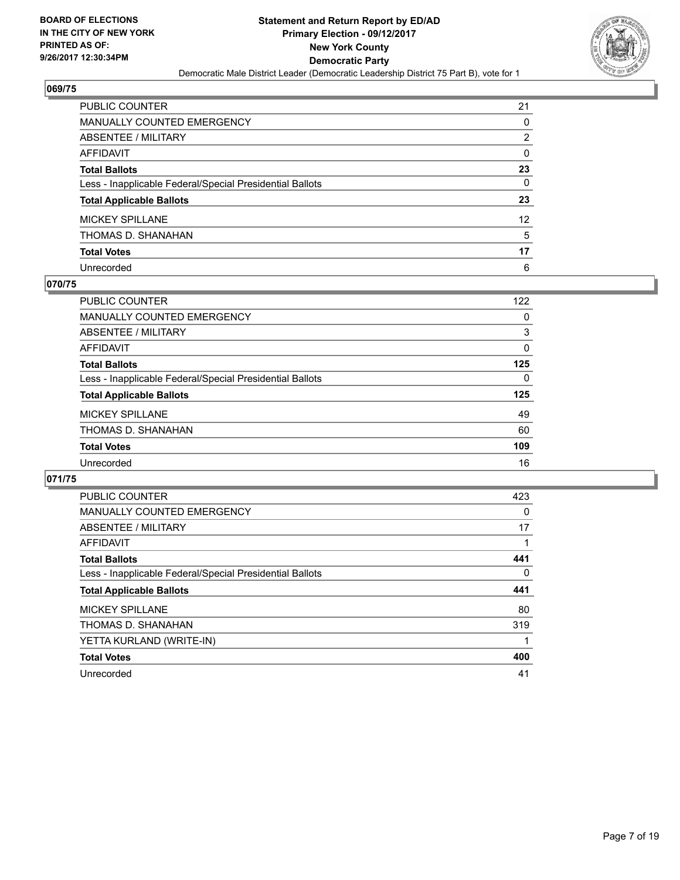## 069/75

| | |
|---|---|
| PUBLIC COUNTER | 21 |
| MANUALLY COUNTED EMERGENCY | 0 |
| ABSENTEE / MILITARY | 2 |
| AFFIDAVIT | 0 |
| **Total Ballots** | **23** |
| Less - Inapplicable Federal/Special Presidential Ballots | 0 |
| **Total Applicable Ballots** | **23** |
| MICKEY SPILLANE | 12 |
| THOMAS D. SHANAHAN | 5 |
| **Total Votes** | **17** |
| Unrecorded | 6 |

## 070/75

| | |
|---|---|
| PUBLIC COUNTER | 122 |
| MANUALLY COUNTED EMERGENCY | 0 |
| ABSENTEE / MILITARY | 3 |
| AFFIDAVIT | 0 |
| **Total Ballots** | **125** |
| Less - Inapplicable Federal/Special Presidential Ballots | 0 |
| **Total Applicable Ballots** | **125** |
| MICKEY SPILLANE | 49 |
| THOMAS D. SHANAHAN | 60 |
| **Total Votes** | **109** |
| Unrecorded | 16 |

## 071/75

| | |
|---|---|
| PUBLIC COUNTER | 423 |
| MANUALLY COUNTED EMERGENCY | 0 |
| ABSENTEE / MILITARY | 17 |
| AFFIDAVIT | 1 |
| **Total Ballots** | **441** |
| Less - Inapplicable Federal/Special Presidential Ballots | 0 |
| **Total Applicable Ballots** | **441** |
| MICKEY SPILLANE | 80 |
| THOMAS D. SHANAHAN | 319 |
| YETTA KURLAND (WRITE-IN) | 1 |
| **Total Votes** | **400** |
| Unrecorded | 41 |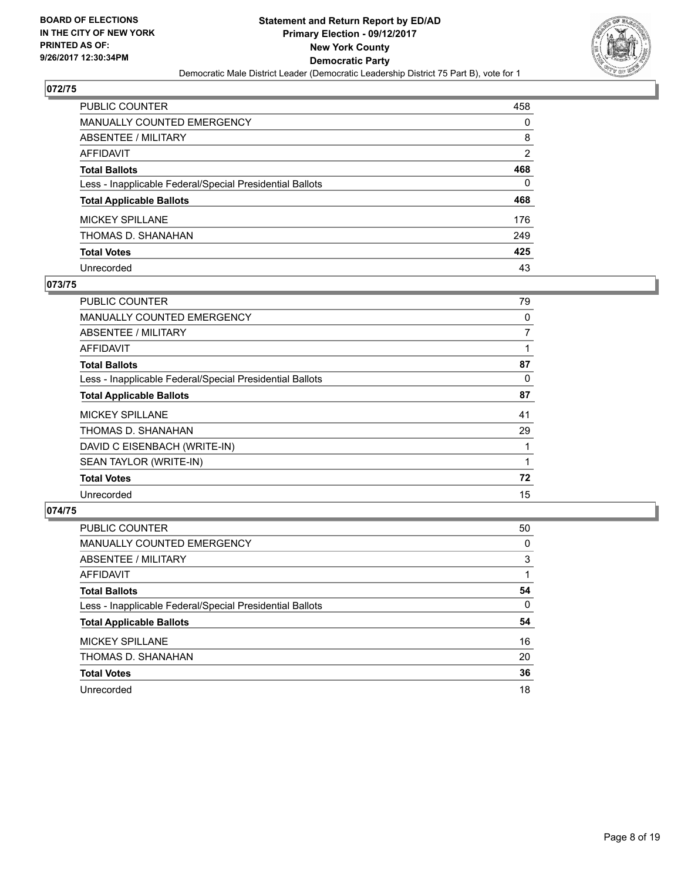**BOARD OF ELECTIONS IN THE CITY OF NEW YORK PRINTED AS OF: 9/26/2017 12:30:34PM**

# Statement and Return Report by ED/AD
## Primary Election - 09/12/2017
## New York County
## Democratic Party
Democratic Male District Leader (Democratic Leadership District 75 Part B), vote for 1

### 072/75

| | |
|---|---|
| PUBLIC COUNTER | 458 |
| MANUALLY COUNTED EMERGENCY | 0 |
| ABSENTEE / MILITARY | 8 |
| AFFIDAVIT | 2 |
| **Total Ballots** | **468** |
| Less - Inapplicable Federal/Special Presidential Ballots | 0 |
| **Total Applicable Ballots** | **468** |
| MICKEY SPILLANE | 176 |
| THOMAS D. SHANAHAN | 249 |
| **Total Votes** | **425** |
| Unrecorded | 43 |

### 073/75

| | |
|---|---|
| PUBLIC COUNTER | 79 |
| MANUALLY COUNTED EMERGENCY | 0 |
| ABSENTEE / MILITARY | 7 |
| AFFIDAVIT | 1 |
| **Total Ballots** | **87** |
| Less - Inapplicable Federal/Special Presidential Ballots | 0 |
| **Total Applicable Ballots** | **87** |
| MICKEY SPILLANE | 41 |
| THOMAS D. SHANAHAN | 29 |
| DAVID C EISENBACH (WRITE-IN) | 1 |
| SEAN TAYLOR (WRITE-IN) | 1 |
| **Total Votes** | **72** |
| Unrecorded | 15 |

### 074/75

| | |
|---|---|
| PUBLIC COUNTER | 50 |
| MANUALLY COUNTED EMERGENCY | 0 |
| ABSENTEE / MILITARY | 3 |
| AFFIDAVIT | 1 |
| **Total Ballots** | **54** |
| Less - Inapplicable Federal/Special Presidential Ballots | 0 |
| **Total Applicable Ballots** | **54** |
| MICKEY SPILLANE | 16 |
| THOMAS D. SHANAHAN | 20 |
| **Total Votes** | **36** |
| Unrecorded | 18 |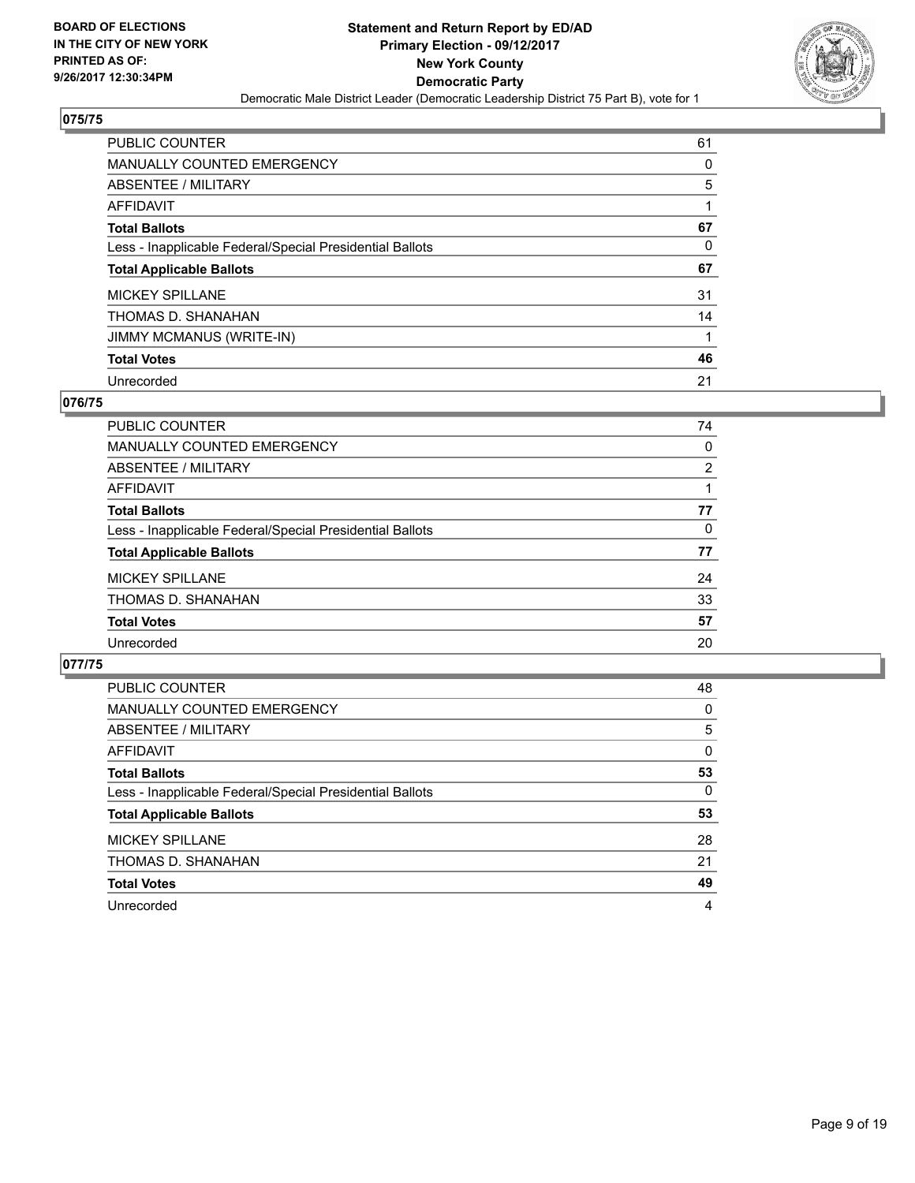**BOARD OF ELECTIONS IN THE CITY OF NEW YORK PRINTED AS OF: 9/26/2017 12:30:34PM**

**Statement and Return Report by ED/AD**
**Primary Election - 09/12/2017**
**New York County**
**Democratic Party**
Democratic Male District Leader (Democratic Leadership District 75 Part B), vote for 1

### 075/75

| | |
|---|---|
| PUBLIC COUNTER | 61 |
| MANUALLY COUNTED EMERGENCY | 0 |
| ABSENTEE / MILITARY | 5 |
| AFFIDAVIT | 1 |
| **Total Ballots** | **67** |
| Less - Inapplicable Federal/Special Presidential Ballots | 0 |
| **Total Applicable Ballots** | **67** |
| MICKEY SPILLANE | 31 |
| THOMAS D. SHANAHAN | 14 |
| JIMMY MCMANUS (WRITE-IN) | 1 |
| **Total Votes** | **46** |
| Unrecorded | 21 |

### 076/75

| | |
|---|---|
| PUBLIC COUNTER | 74 |
| MANUALLY COUNTED EMERGENCY | 0 |
| ABSENTEE / MILITARY | 2 |
| AFFIDAVIT | 1 |
| **Total Ballots** | **77** |
| Less - Inapplicable Federal/Special Presidential Ballots | 0 |
| **Total Applicable Ballots** | **77** |
| MICKEY SPILLANE | 24 |
| THOMAS D. SHANAHAN | 33 |
| **Total Votes** | **57** |
| Unrecorded | 20 |

### 077/75

| | |
|---|---|
| PUBLIC COUNTER | 48 |
| MANUALLY COUNTED EMERGENCY | 0 |
| ABSENTEE / MILITARY | 5 |
| AFFIDAVIT | 0 |
| **Total Ballots** | **53** |
| Less - Inapplicable Federal/Special Presidential Ballots | 0 |
| **Total Applicable Ballots** | **53** |
| MICKEY SPILLANE | 28 |
| THOMAS D. SHANAHAN | 21 |
| **Total Votes** | **49** |
| Unrecorded | 4 |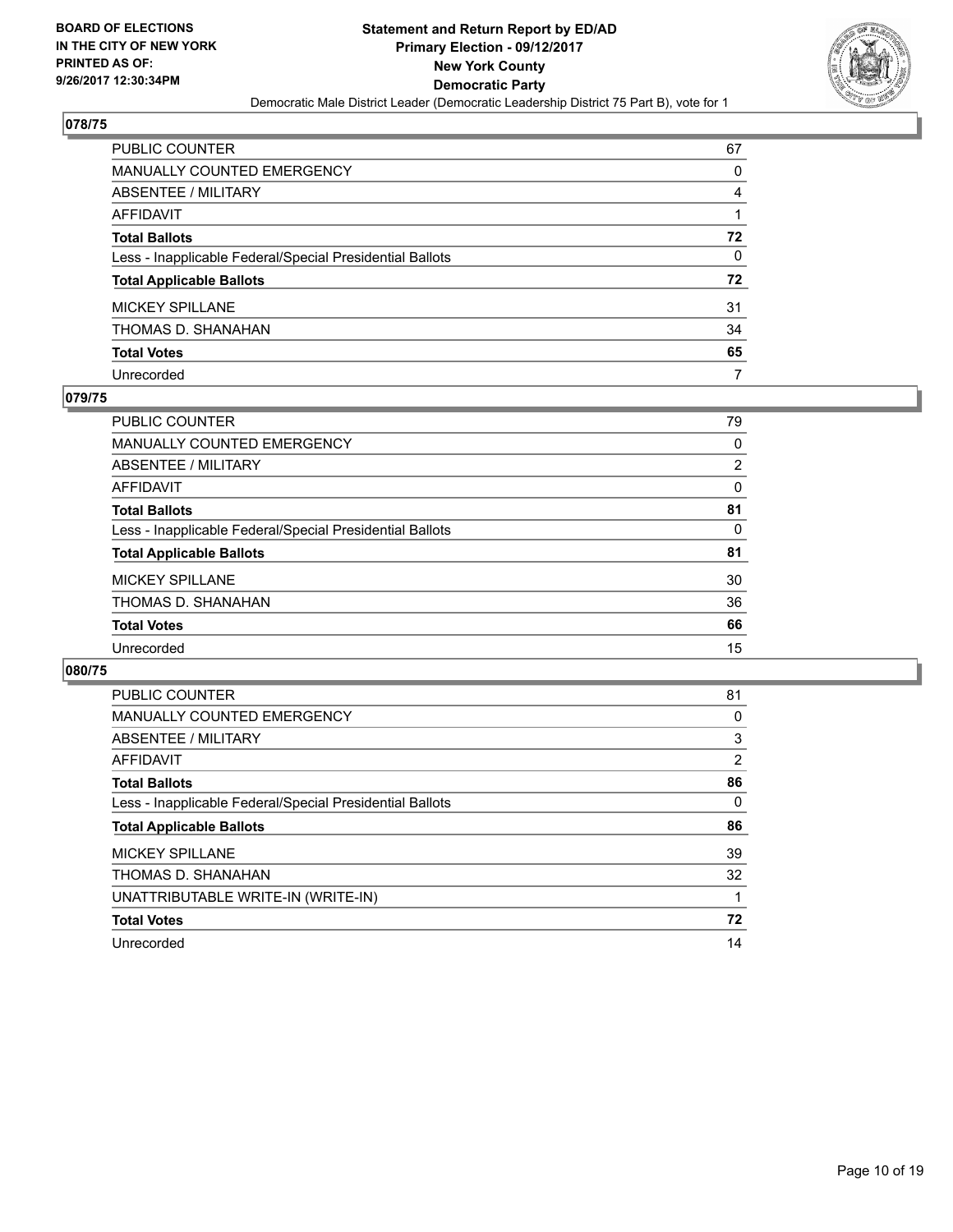**BOARD OF ELECTIONS IN THE CITY OF NEW YORK PRINTED AS OF: 9/26/2017 12:30:34PM**

**Statement and Return Report by ED/AD Primary Election - 09/12/2017 New York County Democratic Party**

Democratic Male District Leader (Democratic Leadership District 75 Part B), vote for 1

## 078/75

| | |
|---|---|
| PUBLIC COUNTER | 67 |
| MANUALLY COUNTED EMERGENCY | 0 |
| ABSENTEE / MILITARY | 4 |
| AFFIDAVIT | 1 |
| **Total Ballots** | **72** |
| Less - Inapplicable Federal/Special Presidential Ballots | 0 |
| **Total Applicable Ballots** | **72** |
| MICKEY SPILLANE | 31 |
| THOMAS D. SHANAHAN | 34 |
| **Total Votes** | **65** |
| Unrecorded | 7 |

## 079/75

| | |
|---|---|
| PUBLIC COUNTER | 79 |
| MANUALLY COUNTED EMERGENCY | 0 |
| ABSENTEE / MILITARY | 2 |
| AFFIDAVIT | 0 |
| **Total Ballots** | **81** |
| Less - Inapplicable Federal/Special Presidential Ballots | 0 |
| **Total Applicable Ballots** | **81** |
| MICKEY SPILLANE | 30 |
| THOMAS D. SHANAHAN | 36 |
| **Total Votes** | **66** |
| Unrecorded | 15 |

## 080/75

| | |
|---|---|
| PUBLIC COUNTER | 81 |
| MANUALLY COUNTED EMERGENCY | 0 |
| ABSENTEE / MILITARY | 3 |
| AFFIDAVIT | 2 |
| **Total Ballots** | **86** |
| Less - Inapplicable Federal/Special Presidential Ballots | 0 |
| **Total Applicable Ballots** | **86** |
| MICKEY SPILLANE | 39 |
| THOMAS D. SHANAHAN | 32 |
| UNATTRIBUTABLE WRITE-IN (WRITE-IN) | 1 |
| **Total Votes** | **72** |
| Unrecorded | 14 |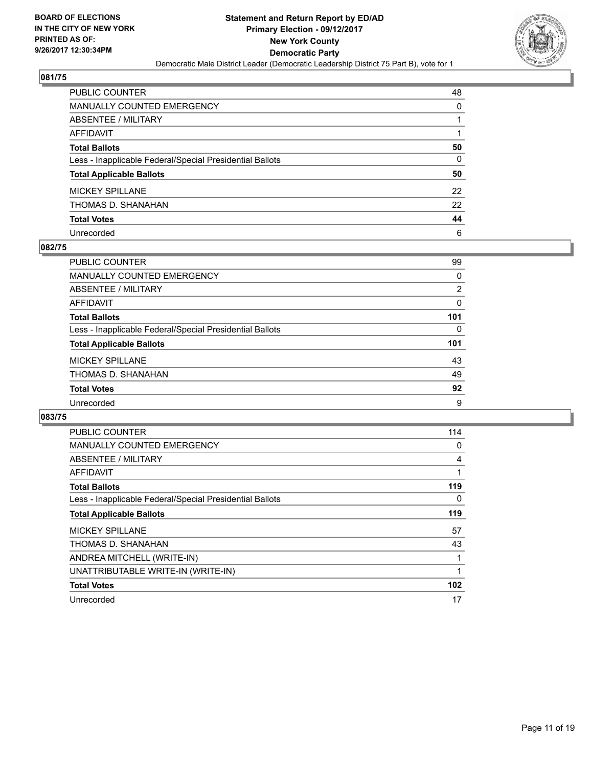**BOARD OF ELECTIONS IN THE CITY OF NEW YORK PRINTED AS OF: 9/26/2017 12:30:34PM**

**Statement and Return Report by ED/AD Primary Election - 09/12/2017 New York County Democratic Party**

Democratic Male District Leader (Democratic Leadership District 75 Part B), vote for 1

## 081/75

| | |
|---|---|
| PUBLIC COUNTER | 48 |
| MANUALLY COUNTED EMERGENCY | 0 |
| ABSENTEE / MILITARY | 1 |
| AFFIDAVIT | 1 |
| **Total Ballots** | **50** |
| Less - Inapplicable Federal/Special Presidential Ballots | 0 |
| **Total Applicable Ballots** | **50** |
| MICKEY SPILLANE | 22 |
| THOMAS D. SHANAHAN | 22 |
| **Total Votes** | **44** |
| Unrecorded | 6 |

## 082/75

| | |
|---|---|
| PUBLIC COUNTER | 99 |
| MANUALLY COUNTED EMERGENCY | 0 |
| ABSENTEE / MILITARY | 2 |
| AFFIDAVIT | 0 |
| **Total Ballots** | **101** |
| Less - Inapplicable Federal/Special Presidential Ballots | 0 |
| **Total Applicable Ballots** | **101** |
| MICKEY SPILLANE | 43 |
| THOMAS D. SHANAHAN | 49 |
| **Total Votes** | **92** |
| Unrecorded | 9 |

## 083/75

| | |
|---|---|
| PUBLIC COUNTER | 114 |
| MANUALLY COUNTED EMERGENCY | 0 |
| ABSENTEE / MILITARY | 4 |
| AFFIDAVIT | 1 |
| **Total Ballots** | **119** |
| Less - Inapplicable Federal/Special Presidential Ballots | 0 |
| **Total Applicable Ballots** | **119** |
| MICKEY SPILLANE | 57 |
| THOMAS D. SHANAHAN | 43 |
| ANDREA MITCHELL (WRITE-IN) | 1 |
| UNATTRIBUTABLE WRITE-IN (WRITE-IN) | 1 |
| **Total Votes** | **102** |
| Unrecorded | 17 |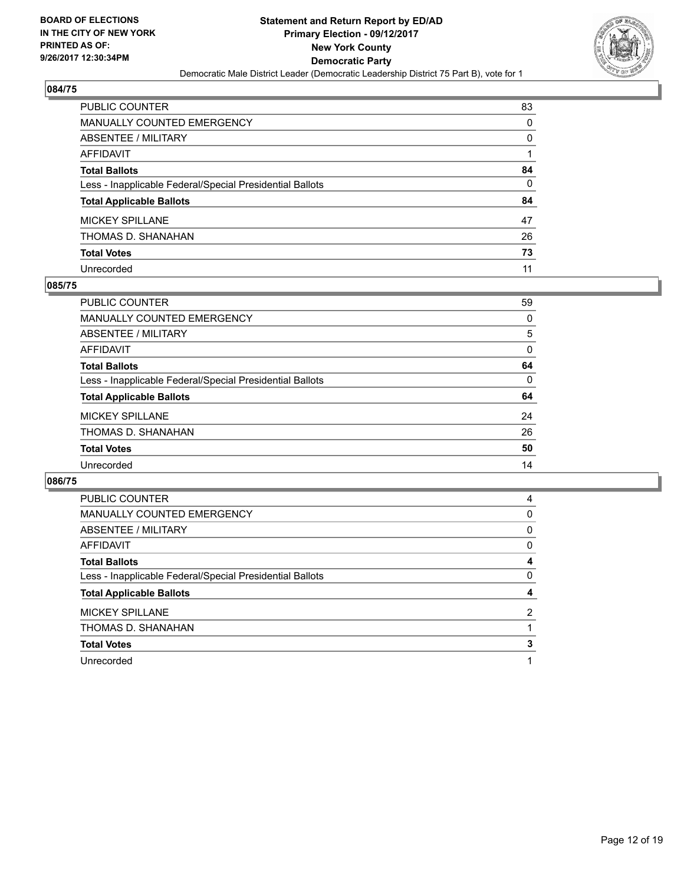BOARD OF ELECTIONS
IN THE CITY OF NEW YORK
PRINTED AS OF:
9/26/2017 12:30:34PM

**Statement and Return Report by ED/AD**
**Primary Election - 09/12/2017**
**New York County**
**Democratic Party**
Democratic Male District Leader (Democratic Leadership District 75 Part B), vote for 1

## 084/75

| | |
|---|---|
| PUBLIC COUNTER | 83 |
| MANUALLY COUNTED EMERGENCY | 0 |
| ABSENTEE / MILITARY | 0 |
| AFFIDAVIT | 1 |
| **Total Ballots** | **84** |
| Less - Inapplicable Federal/Special Presidential Ballots | 0 |
| **Total Applicable Ballots** | **84** |
| MICKEY SPILLANE | 47 |
| THOMAS D. SHANAHAN | 26 |
| **Total Votes** | **73** |
| Unrecorded | 11 |

## 085/75

| | |
|---|---|
| PUBLIC COUNTER | 59 |
| MANUALLY COUNTED EMERGENCY | 0 |
| ABSENTEE / MILITARY | 5 |
| AFFIDAVIT | 0 |
| **Total Ballots** | **64** |
| Less - Inapplicable Federal/Special Presidential Ballots | 0 |
| **Total Applicable Ballots** | **64** |
| MICKEY SPILLANE | 24 |
| THOMAS D. SHANAHAN | 26 |
| **Total Votes** | **50** |
| Unrecorded | 14 |

## 086/75

| | |
|---|---|
| PUBLIC COUNTER | 4 |
| MANUALLY COUNTED EMERGENCY | 0 |
| ABSENTEE / MILITARY | 0 |
| AFFIDAVIT | 0 |
| **Total Ballots** | **4** |
| Less - Inapplicable Federal/Special Presidential Ballots | 0 |
| **Total Applicable Ballots** | **4** |
| MICKEY SPILLANE | 2 |
| THOMAS D. SHANAHAN | 1 |
| **Total Votes** | **3** |
| Unrecorded | 1 |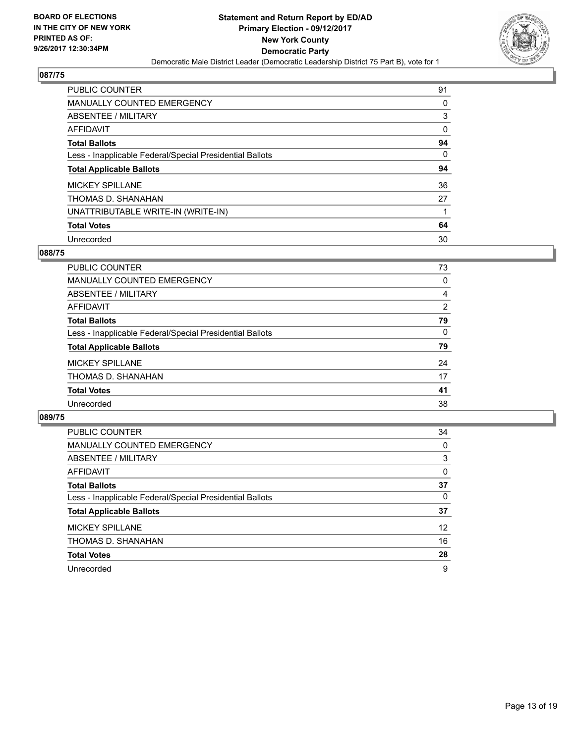BOARD OF ELECTIONS
IN THE CITY OF NEW YORK
PRINTED AS OF:
9/26/2017 12:30:34PM

**Statement and Return Report by ED/AD**
**Primary Election - 09/12/2017**
**New York County**
**Democratic Party**
Democratic Male District Leader (Democratic Leadership District 75 Part B), vote for 1

## 087/75

| | |
|---|---|
| PUBLIC COUNTER | 91 |
| MANUALLY COUNTED EMERGENCY | 0 |
| ABSENTEE / MILITARY | 3 |
| AFFIDAVIT | 0 |
| **Total Ballots** | **94** |
| Less - Inapplicable Federal/Special Presidential Ballots | 0 |
| **Total Applicable Ballots** | **94** |
| MICKEY SPILLANE | 36 |
| THOMAS D. SHANAHAN | 27 |
| UNATTRIBUTABLE WRITE-IN (WRITE-IN) | 1 |
| **Total Votes** | **64** |
| Unrecorded | 30 |

## 088/75

| | |
|---|---|
| PUBLIC COUNTER | 73 |
| MANUALLY COUNTED EMERGENCY | 0 |
| ABSENTEE / MILITARY | 4 |
| AFFIDAVIT | 2 |
| **Total Ballots** | **79** |
| Less - Inapplicable Federal/Special Presidential Ballots | 0 |
| **Total Applicable Ballots** | **79** |
| MICKEY SPILLANE | 24 |
| THOMAS D. SHANAHAN | 17 |
| **Total Votes** | **41** |
| Unrecorded | 38 |

## 089/75

| | |
|---|---|
| PUBLIC COUNTER | 34 |
| MANUALLY COUNTED EMERGENCY | 0 |
| ABSENTEE / MILITARY | 3 |
| AFFIDAVIT | 0 |
| **Total Ballots** | **37** |
| Less - Inapplicable Federal/Special Presidential Ballots | 0 |
| **Total Applicable Ballots** | **37** |
| MICKEY SPILLANE | 12 |
| THOMAS D. SHANAHAN | 16 |
| **Total Votes** | **28** |
| Unrecorded | 9 |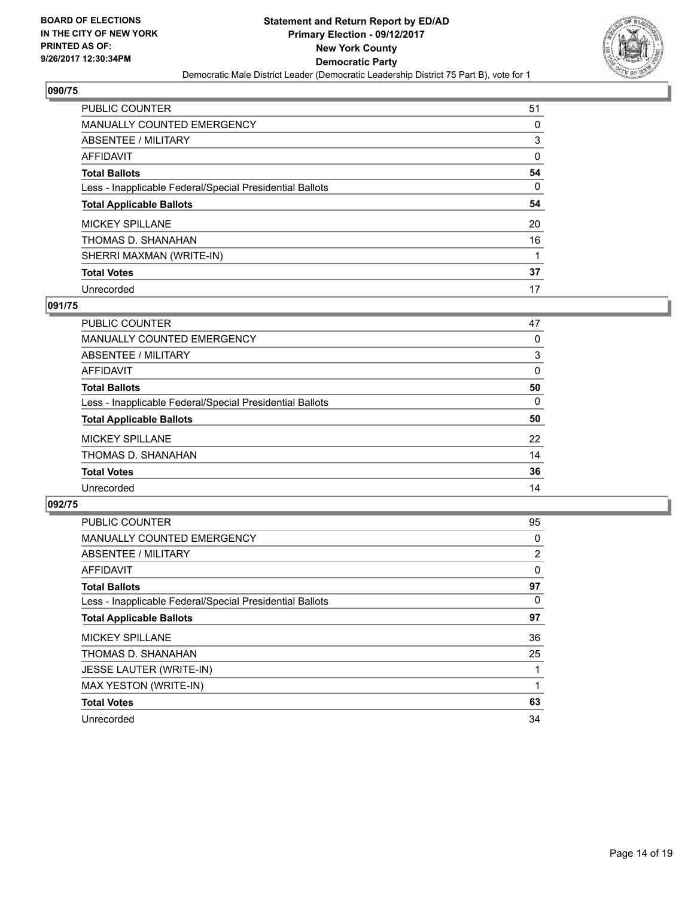**BOARD OF ELECTIONS IN THE CITY OF NEW YORK PRINTED AS OF: 9/26/2017 12:30:34PM**

**Statement and Return Report by ED/AD Primary Election - 09/12/2017 New York County Democratic Party**

Democratic Male District Leader (Democratic Leadership District 75 Part B), vote for 1

## 090/75

| | |
|---|---|
| PUBLIC COUNTER | 51 |
| MANUALLY COUNTED EMERGENCY | 0 |
| ABSENTEE / MILITARY | 3 |
| AFFIDAVIT | 0 |
| **Total Ballots** | **54** |
| Less - Inapplicable Federal/Special Presidential Ballots | 0 |
| **Total Applicable Ballots** | **54** |
| MICKEY SPILLANE | 20 |
| THOMAS D. SHANAHAN | 16 |
| SHERRI MAXMAN (WRITE-IN) | 1 |
| **Total Votes** | **37** |
| Unrecorded | 17 |

## 091/75

| | |
|---|---|
| PUBLIC COUNTER | 47 |
| MANUALLY COUNTED EMERGENCY | 0 |
| ABSENTEE / MILITARY | 3 |
| AFFIDAVIT | 0 |
| **Total Ballots** | **50** |
| Less - Inapplicable Federal/Special Presidential Ballots | 0 |
| **Total Applicable Ballots** | **50** |
| MICKEY SPILLANE | 22 |
| THOMAS D. SHANAHAN | 14 |
| **Total Votes** | **36** |
| Unrecorded | 14 |

## 092/75

| | |
|---|---|
| PUBLIC COUNTER | 95 |
| MANUALLY COUNTED EMERGENCY | 0 |
| ABSENTEE / MILITARY | 2 |
| AFFIDAVIT | 0 |
| **Total Ballots** | **97** |
| Less - Inapplicable Federal/Special Presidential Ballots | 0 |
| **Total Applicable Ballots** | **97** |
| MICKEY SPILLANE | 36 |
| THOMAS D. SHANAHAN | 25 |
| JESSE LAUTER (WRITE-IN) | 1 |
| MAX YESTON (WRITE-IN) | 1 |
| **Total Votes** | **63** |
| Unrecorded | 34 |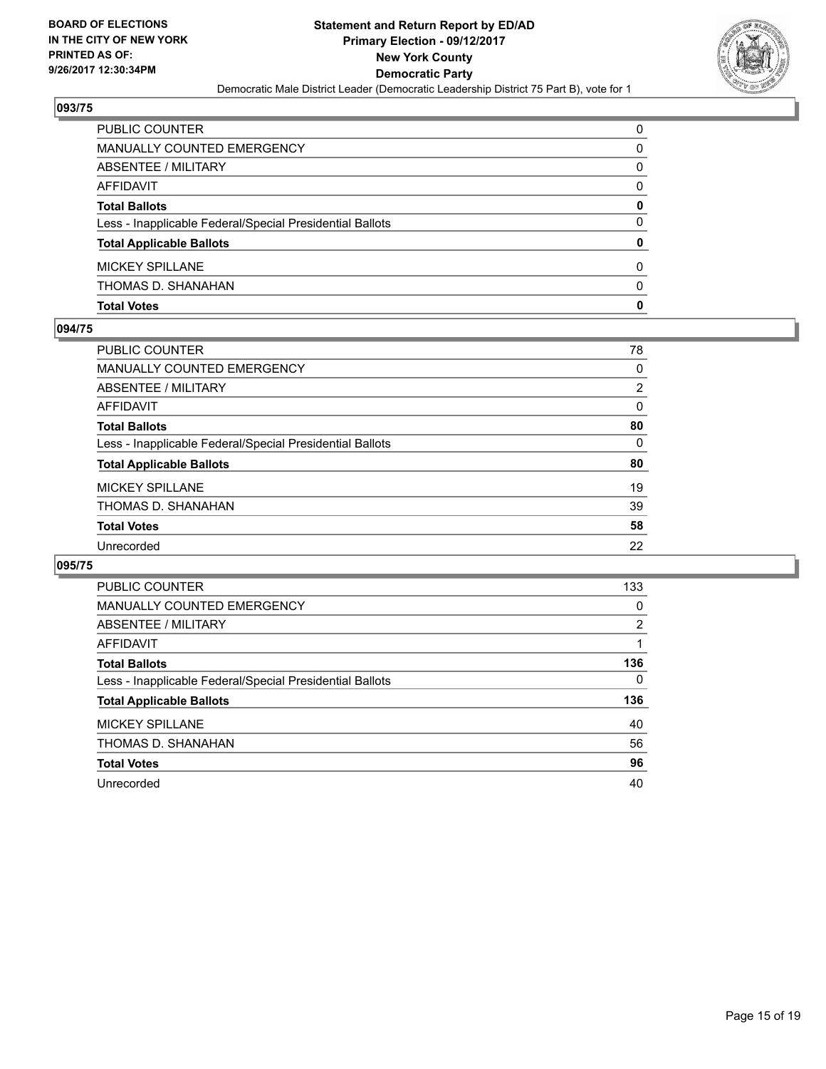BOARD OF ELECTIONS
IN THE CITY OF NEW YORK
PRINTED AS OF:
9/26/2017 12:30:34PM

**Statement and Return Report by ED/AD**
**Primary Election - 09/12/2017**
**New York County**
**Democratic Party**
Democratic Male District Leader (Democratic Leadership District 75 Part B), vote for 1

### 093/75

| | |
|---|---|
| PUBLIC COUNTER | 0 |
| MANUALLY COUNTED EMERGENCY | 0 |
| ABSENTEE / MILITARY | 0 |
| AFFIDAVIT | 0 |
| **Total Ballots** | **0** |
| Less - Inapplicable Federal/Special Presidential Ballots | 0 |
| **Total Applicable Ballots** | **0** |
| MICKEY SPILLANE | 0 |
| THOMAS D. SHANAHAN | 0 |
| **Total Votes** | **0** |

### 094/75

| | |
|---|---|
| PUBLIC COUNTER | 78 |
| MANUALLY COUNTED EMERGENCY | 0 |
| ABSENTEE / MILITARY | 2 |
| AFFIDAVIT | 0 |
| **Total Ballots** | **80** |
| Less - Inapplicable Federal/Special Presidential Ballots | 0 |
| **Total Applicable Ballots** | **80** |
| MICKEY SPILLANE | 19 |
| THOMAS D. SHANAHAN | 39 |
| **Total Votes** | **58** |
| Unrecorded | 22 |

### 095/75

| | |
|---|---|
| PUBLIC COUNTER | 133 |
| MANUALLY COUNTED EMERGENCY | 0 |
| ABSENTEE / MILITARY | 2 |
| AFFIDAVIT | 1 |
| **Total Ballots** | **136** |
| Less - Inapplicable Federal/Special Presidential Ballots | 0 |
| **Total Applicable Ballots** | **136** |
| MICKEY SPILLANE | 40 |
| THOMAS D. SHANAHAN | 56 |
| **Total Votes** | **96** |
| Unrecorded | 40 |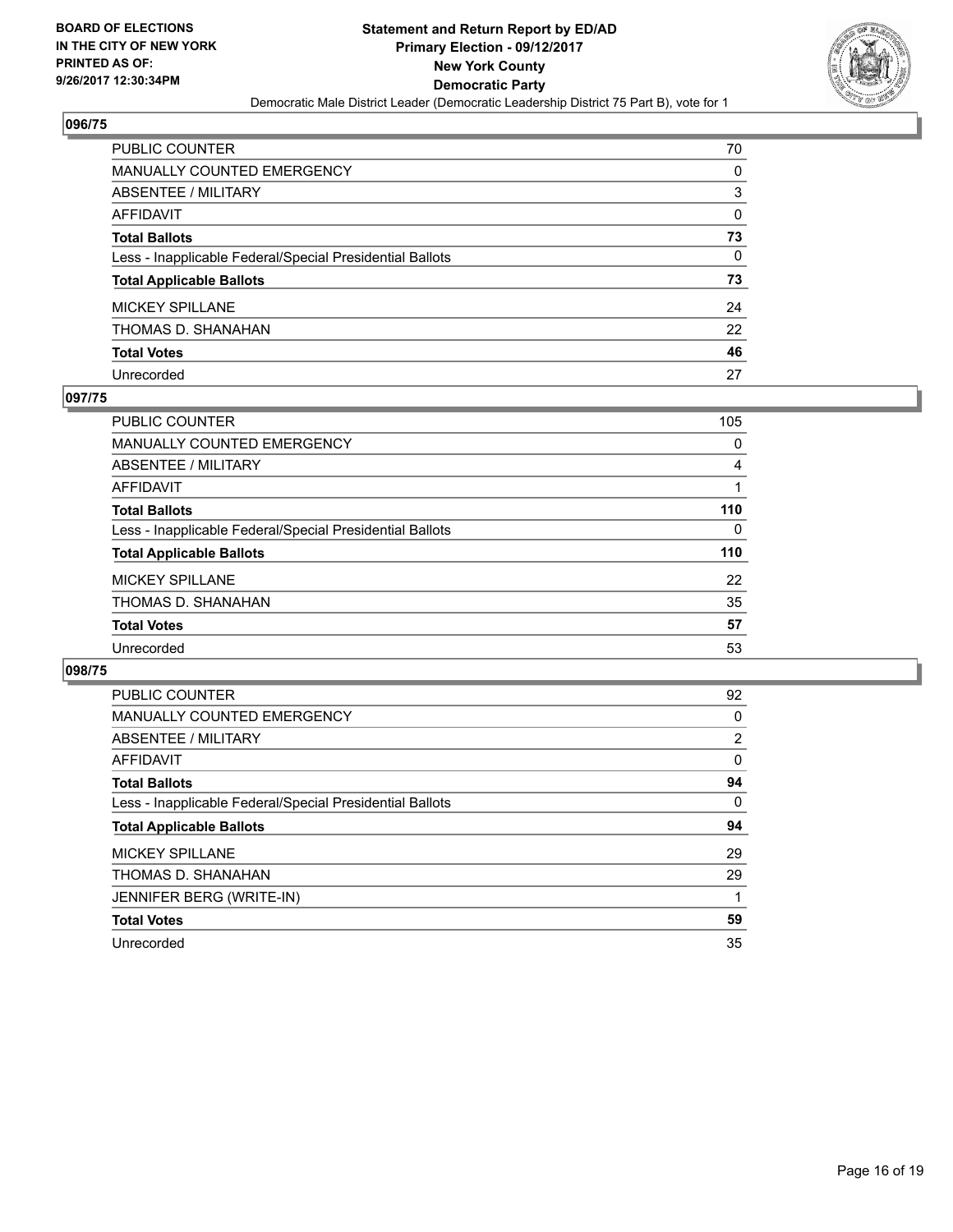**BOARD OF ELECTIONS IN THE CITY OF NEW YORK PRINTED AS OF: 9/26/2017 12:30:34PM**

# Statement and Return Report by ED/AD
## Primary Election - 09/12/2017
## New York County
## Democratic Party
Democratic Male District Leader (Democratic Leadership District 75 Part B), vote for 1

### 096/75

| | |
|---|---|
| PUBLIC COUNTER | 70 |
| MANUALLY COUNTED EMERGENCY | 0 |
| ABSENTEE / MILITARY | 3 |
| AFFIDAVIT | 0 |
| **Total Ballots** | **73** |
| Less - Inapplicable Federal/Special Presidential Ballots | 0 |
| **Total Applicable Ballots** | **73** |
| MICKEY SPILLANE | 24 |
| THOMAS D. SHANAHAN | 22 |
| **Total Votes** | **46** |
| Unrecorded | 27 |

### 097/75

| | |
|---|---|
| PUBLIC COUNTER | 105 |
| MANUALLY COUNTED EMERGENCY | 0 |
| ABSENTEE / MILITARY | 4 |
| AFFIDAVIT | 1 |
| **Total Ballots** | **110** |
| Less - Inapplicable Federal/Special Presidential Ballots | 0 |
| **Total Applicable Ballots** | **110** |
| MICKEY SPILLANE | 22 |
| THOMAS D. SHANAHAN | 35 |
| **Total Votes** | **57** |
| Unrecorded | 53 |

### 098/75

| | |
|---|---|
| PUBLIC COUNTER | 92 |
| MANUALLY COUNTED EMERGENCY | 0 |
| ABSENTEE / MILITARY | 2 |
| AFFIDAVIT | 0 |
| **Total Ballots** | **94** |
| Less - Inapplicable Federal/Special Presidential Ballots | 0 |
| **Total Applicable Ballots** | **94** |
| MICKEY SPILLANE | 29 |
| THOMAS D. SHANAHAN | 29 |
| JENNIFER BERG (WRITE-IN) | 1 |
| **Total Votes** | **59** |
| Unrecorded | 35 |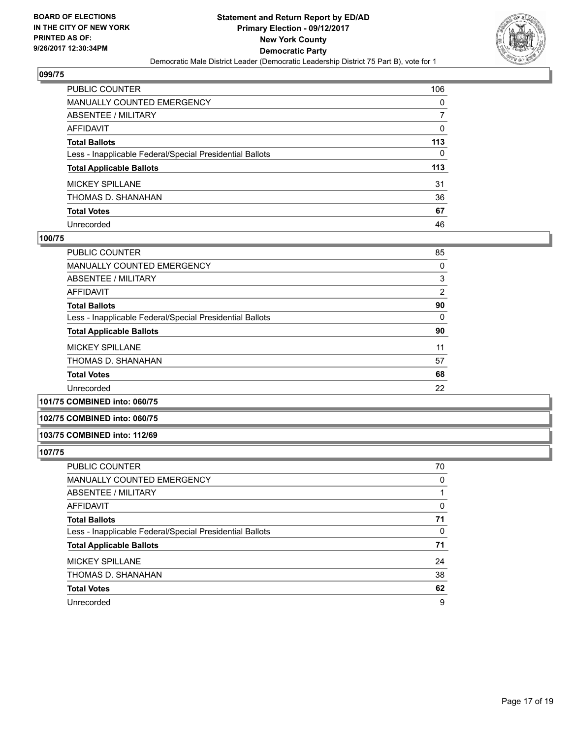## 099/75

| | |
|---|---|
| PUBLIC COUNTER | 106 |
| MANUALLY COUNTED EMERGENCY | 0 |
| ABSENTEE / MILITARY | 7 |
| AFFIDAVIT | 0 |
| **Total Ballots** | **113** |
| Less - Inapplicable Federal/Special Presidential Ballots | 0 |
| **Total Applicable Ballots** | **113** |
| MICKEY SPILLANE | 31 |
| THOMAS D. SHANAHAN | 36 |
| **Total Votes** | **67** |
| Unrecorded | 46 |

## 100/75

| | |
|---|---|
| PUBLIC COUNTER | 85 |
| MANUALLY COUNTED EMERGENCY | 0 |
| ABSENTEE / MILITARY | 3 |
| AFFIDAVIT | 2 |
| **Total Ballots** | **90** |
| Less - Inapplicable Federal/Special Presidential Ballots | 0 |
| **Total Applicable Ballots** | **90** |
| MICKEY SPILLANE | 11 |
| THOMAS D. SHANAHAN | 57 |
| **Total Votes** | **68** |
| Unrecorded | 22 |

## 101/75 COMBINED into: 060/75

## 102/75 COMBINED into: 060/75

## 103/75 COMBINED into: 112/69

## 107/75

| | |
|---|---|
| PUBLIC COUNTER | 70 |
| MANUALLY COUNTED EMERGENCY | 0 |
| ABSENTEE / MILITARY | 1 |
| AFFIDAVIT | 0 |
| **Total Ballots** | **71** |
| Less - Inapplicable Federal/Special Presidential Ballots | 0 |
| **Total Applicable Ballots** | **71** |
| MICKEY SPILLANE | 24 |
| THOMAS D. SHANAHAN | 38 |
| **Total Votes** | **62** |
| Unrecorded | 9 |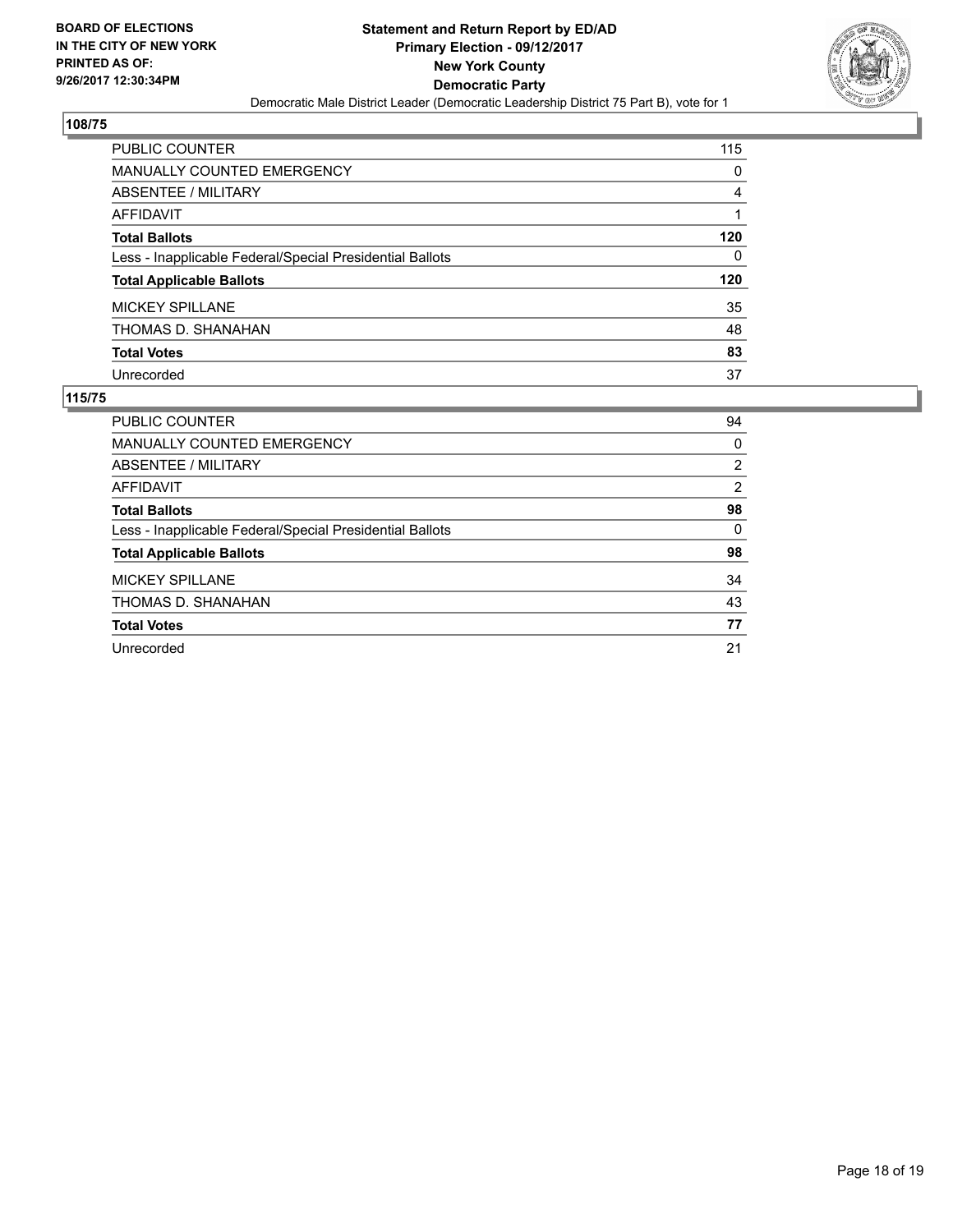**BOARD OF ELECTIONS IN THE CITY OF NEW YORK PRINTED AS OF: 9/26/2017 12:30:34PM**

**Statement and Return Report by ED/AD**
**Primary Election - 09/12/2017**
**New York County**
**Democratic Party**
Democratic Male District Leader (Democratic Leadership District 75 Part B), vote for 1

## 108/75

| | |
|---|---|
| PUBLIC COUNTER | 115 |
| MANUALLY COUNTED EMERGENCY | 0 |
| ABSENTEE / MILITARY | 4 |
| AFFIDAVIT | 1 |
| **Total Ballots** | **120** |
| Less - Inapplicable Federal/Special Presidential Ballots | 0 |
| **Total Applicable Ballots** | **120** |
| MICKEY SPILLANE | 35 |
| THOMAS D. SHANAHAN | 48 |
| **Total Votes** | **83** |
| Unrecorded | 37 |

## 115/75

| | |
|---|---|
| PUBLIC COUNTER | 94 |
| MANUALLY COUNTED EMERGENCY | 0 |
| ABSENTEE / MILITARY | 2 |
| AFFIDAVIT | 2 |
| **Total Ballots** | **98** |
| Less - Inapplicable Federal/Special Presidential Ballots | 0 |
| **Total Applicable Ballots** | **98** |
| MICKEY SPILLANE | 34 |
| THOMAS D. SHANAHAN | 43 |
| **Total Votes** | **77** |
| Unrecorded | 21 |